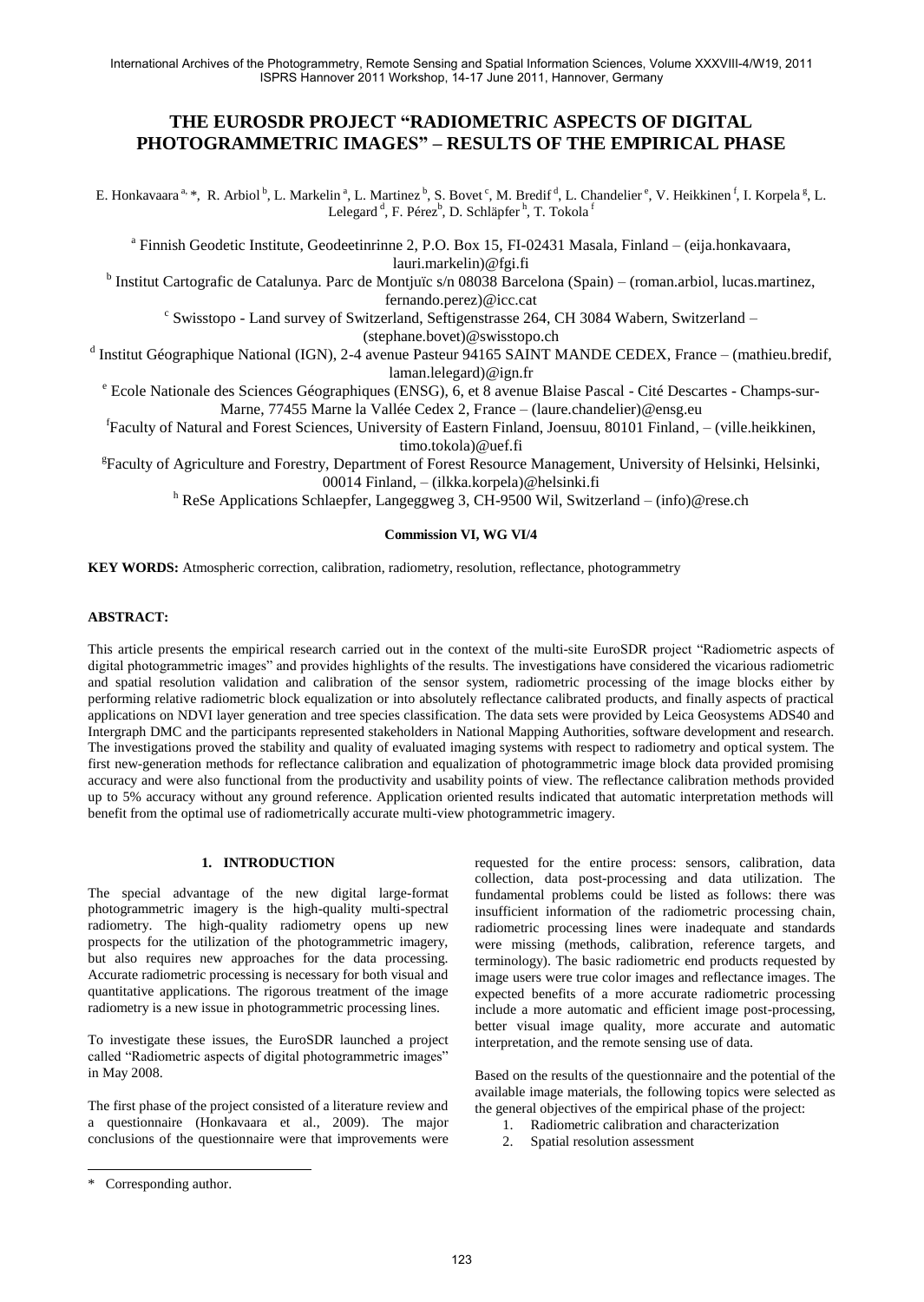# THE EUROSDR PROJECT "RADIOMETRIC ASPECTS OF DIGITAL PHOTOGRAMMETRIC IMAGES" – RESULTS OF THE EMPIRICAL PHASE

E. Honkavaara [a, *], R. Arbiol [b], L. Markelin [a], L. Martinez [b], S. Bovet [c], M. Bredif [d], L. Chandelier [e], V. Heikkinen [f], I. Korpela [g], L. Lelegard [d], F. Pérez [b], D. Schläpfer [h], T. Tokola [f]

[a] Finnish Geodetic Institute, Geodeetinrinne 2, P.O. Box 15, FI-02431 Masala, Finland – (eija.honkavaara, lauri.markelin)@fgi.fi

[b] Institut Cartografic de Catalunya. Parc de Montjuïc s/n 08038 Barcelona (Spain) – (roman.arbiol, lucas.martinez, fernando.perez)@icc.cat

[c] Swisstopo - Land survey of Switzerland, Seftigenstrasse 264, CH 3084 Wabern, Switzerland – (stephane.bovet)@swisstopo.ch

[d] Institut Géographique National (IGN), 2-4 avenue Pasteur 94165 SAINT MANDE CEDEX, France – (mathieu.bredif, laman.lelegard)@ign.fr

[e] Ecole Nationale des Sciences Géographiques (ENSG), 6, et 8 avenue Blaise Pascal - Cité Descartes - Champs-sur-Marne, 77455 Marne la Vallée Cedex 2, France – (laure.chandelier)@ensg.eu

[f] Faculty of Natural and Forest Sciences, University of Eastern Finland, Joensuu, 80101 Finland, – (ville.heikkinen, timo.tokola)@uef.fi

[g] Faculty of Agriculture and Forestry, Department of Forest Resource Management, University of Helsinki, Helsinki, 00014 Finland, – (ilkka.korpela)@helsinki.fi

[h] ReSe Applications Schlaepfer, Langeggweg 3, CH-9500 Wil, Switzerland – (info)@rese.ch

**Commission VI, WG VI/4**

**KEY WORDS:** Atmospheric correction, calibration, radiometry, resolution, reflectance, photogrammetry

## ABSTRACT:

This article presents the empirical research carried out in the context of the multi-site EuroSDR project "Radiometric aspects of digital photogrammetric images" and provides highlights of the results. The investigations have considered the vicarious radiometric and spatial resolution validation and calibration of the sensor system, radiometric processing of the image blocks either by performing relative radiometric block equalization or into absolutely reflectance calibrated products, and finally aspects of practical applications on NDVI layer generation and tree species classification. The data sets were provided by Leica Geosystems ADS40 and Intergraph DMC and the participants represented stakeholders in National Mapping Authorities, software development and research. The investigations proved the stability and quality of evaluated imaging systems with respect to radiometry and optical system. The first new-generation methods for reflectance calibration and equalization of photogrammetric image block data provided promising accuracy and were also functional from the productivity and usability points of view. The reflectance calibration methods provided up to 5% accuracy without any ground reference. Application oriented results indicated that automatic interpretation methods will benefit from the optimal use of radiometrically accurate multi-view photogrammetric imagery.

## 1. INTRODUCTION

The special advantage of the new digital large-format photogrammetric imagery is the high-quality multi-spectral radiometry. The high-quality radiometry opens up new prospects for the utilization of the photogrammetric imagery, but also requires new approaches for the data processing. Accurate radiometric processing is necessary for both visual and quantitative applications. The rigorous treatment of the image radiometry is a new issue in photogrammetric processing lines.

To investigate these issues, the EuroSDR launched a project called "Radiometric aspects of digital photogrammetric images" in May 2008.

The first phase of the project consisted of a literature review and a questionnaire (Honkavaara et al., 2009). The major conclusions of the questionnaire were that improvements were requested for the entire process: sensors, calibration, data collection, data post-processing and data utilization. The fundamental problems could be listed as follows: there was insufficient information of the radiometric processing chain, radiometric processing lines were inadequate and standards were missing (methods, calibration, reference targets, and terminology). The basic radiometric end products requested by image users were true color images and reflectance images. The expected benefits of a more accurate radiometric processing include a more automatic and efficient image post-processing, better visual image quality, more accurate and automatic interpretation, and the remote sensing use of data.

Based on the results of the questionnaire and the potential of the available image materials, the following topics were selected as the general objectives of the empirical phase of the project:

1. Radiometric calibration and characterization
2. Spatial resolution assessment

\* Corresponding author.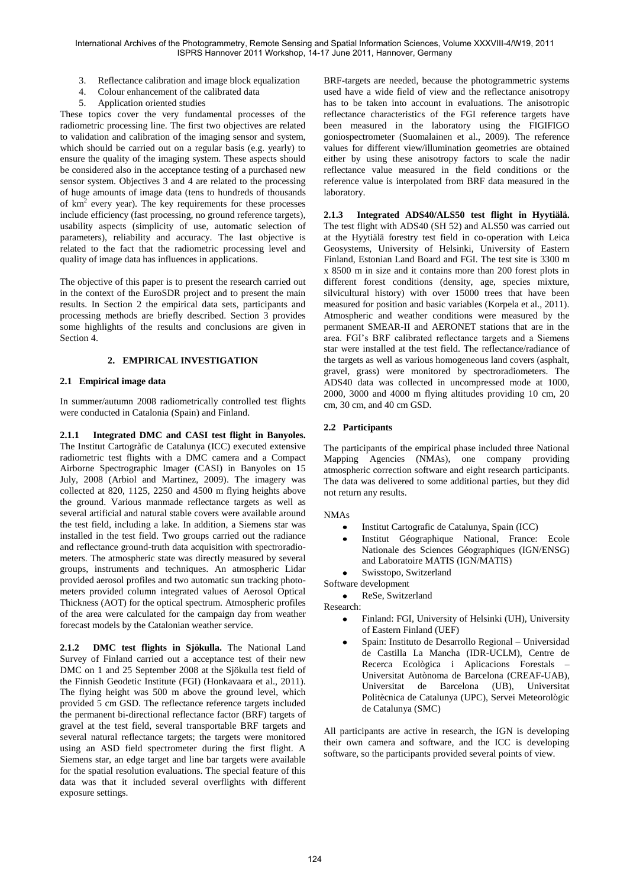3. Reflectance calibration and image block equalization
4. Colour enhancement of the calibrated data
5. Application oriented studies

These topics cover the very fundamental processes of the radiometric processing line. The first two objectives are related to validation and calibration of the imaging sensor and system, which should be carried out on a regular basis (e.g. yearly) to ensure the quality of the imaging system. These aspects should be considered also in the acceptance testing of a purchased new sensor system. Objectives 3 and 4 are related to the processing of huge amounts of image data (tens to hundreds of thousands of $km^2$ every year). The key requirements for these processes include efficiency (fast processing, no ground reference targets), usability aspects (simplicity of use, automatic selection of parameters), reliability and accuracy. The last objective is related to the fact that the radiometric processing level and quality of image data has influences in applications.

The objective of this paper is to present the research carried out in the context of the EuroSDR project and to present the main results. In Section 2 the empirical data sets, participants and processing methods are briefly described. Section 3 provides some highlights of the results and conclusions are given in Section 4.

## 2. EMPIRICAL INVESTIGATION

### 2.1 Empirical image data

In summer/autumn 2008 radiometrically controlled test flights were conducted in Catalonia (Spain) and Finland.

**2.1.1 Integrated DMC and CASI test flight in Banyoles.** The Institut Cartogràfic de Catalunya (ICC) executed extensive radiometric test flights with a DMC camera and a Compact Airborne Spectrographic Imager (CASI) in Banyoles on 15 July, 2008 (Arbiol and Martinez, 2009). The imagery was collected at 820, 1125, 2250 and 4500 m flying heights above the ground. Various manmade reflectance targets as well as several artificial and natural stable covers were available around the test field, including a lake. In addition, a Siemens star was installed in the test field. Two groups carried out the radiance and reflectance ground-truth data acquisition with spectroradiometers. The atmospheric state was directly measured by several groups, instruments and techniques. An atmospheric Lidar provided aerosol profiles and two automatic sun tracking photometers provided column integrated values of Aerosol Optical Thickness (AOT) for the optical spectrum. Atmospheric profiles of the area were calculated for the campaign day from weather forecast models by the Catalonian weather service.

**2.1.2 DMC test flights in Sjökulla.** The National Land Survey of Finland carried out a acceptance test of their new DMC on 1 and 25 September 2008 at the Sjökulla test field of the Finnish Geodetic Institute (FGI) (Honkavaara et al., 2011). The flying height was 500 m above the ground level, which provided 5 cm GSD. The reflectance reference targets included the permanent bi-directional reflectance factor (BRF) targets of gravel at the test field, several transportable BRF targets and several natural reflectance targets; the targets were monitored using an ASD field spectrometer during the first flight. A Siemens star, an edge target and line bar targets were available for the spatial resolution evaluations. The special feature of this data was that it included several overflights with different exposure settings.

BRF-targets are needed, because the photogrammetric systems used have a wide field of view and the reflectance anisotropy has to be taken into account in evaluations. The anisotropic reflectance characteristics of the FGI reference targets have been measured in the laboratory using the FIGIFIGO goniospectrometer (Suomalainen et al., 2009). The reference values for different view/illumination geometries are obtained either by using these anisotropy factors to scale the nadir reflectance value measured in the field conditions or the reference value is interpolated from BRF data measured in the laboratory.

**2.1.3 Integrated ADS40/ALS50 test flight in Hyytiälä.** The test flight with ADS40 (SH 52) and ALS50 was carried out at the Hyytiälä forestry test field in co-operation with Leica Geosystems, University of Helsinki, University of Eastern Finland, Estonian Land Board and FGI. The test site is 3300 m x 8500 m in size and it contains more than 200 forest plots in different forest conditions (density, age, species mixture, silvicultural history) with over 15000 trees that have been measured for position and basic variables (Korpela et al., 2011). Atmospheric and weather conditions were measured by the permanent SMEAR-II and AERONET stations that are in the area. FGI's BRF calibrated reflectance targets and a Siemens star were installed at the test field. The reflectance/radiance of the targets as well as various homogeneous land covers (asphalt, gravel, grass) were monitored by spectroradiometers. The ADS40 data was collected in uncompressed mode at 1000, 2000, 3000 and 4000 m flying altitudes providing 10 cm, 20 cm, 30 cm, and 40 cm GSD.

### 2.2 Participants

The participants of the empirical phase included three National Mapping Agencies (NMAs), one company providing atmospheric correction software and eight research participants. The data was delivered to some additional parties, but they did not return any results.

NMAs

- Institut Cartografic de Catalunya, Spain (ICC)
- Institut Géographique National, France: Ecole Nationale des Sciences Géographiques (IGN/ENSG) and Laboratoire MATIS (IGN/MATIS)
- Swisstopo, Switzerland

Software development

- ReSe, Switzerland

Research:

- Finland: FGI, University of Helsinki (UH), University of Eastern Finland (UEF)
- Spain: Instituto de Desarrollo Regional – Universidad de Castilla La Mancha (IDR-UCLM), Centre de Recerca Ecològica i Aplicacions Forestals – Universitat Autònoma de Barcelona (CREAF-UAB), Universitat de Barcelona (UB), Universitat Politècnica de Catalunya (UPC), Servei Meteorològic de Catalunya (SMC)

All participants are active in research, the IGN is developing their own camera and software, and the ICC is developing software, so the participants provided several points of view.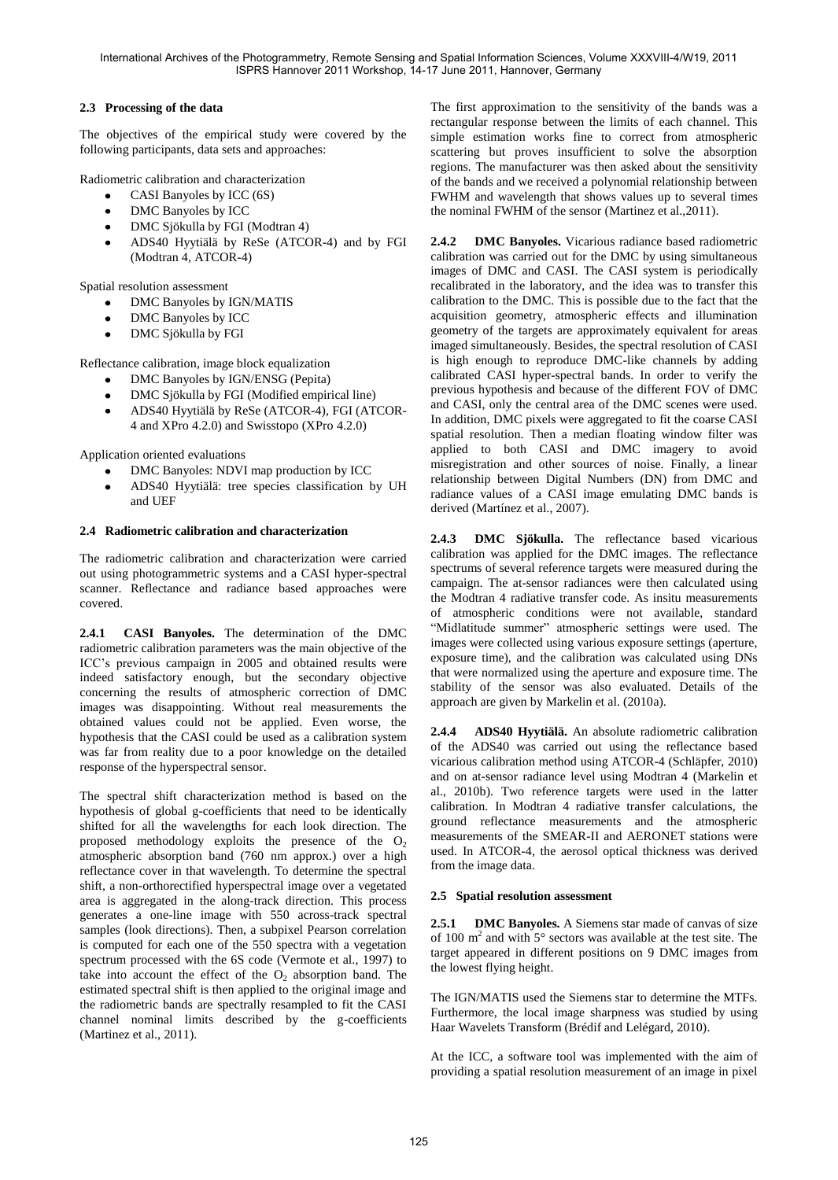### 2.3 Processing of the data

The objectives of the empirical study were covered by the following participants, data sets and approaches:

Radiometric calibration and characterization

- CASI Banyoles by ICC (6S)
- DMC Banyoles by ICC
- DMC Sjökulla by FGI (Modtran 4)
- ADS40 Hyytiälä by ReSe (ATCOR-4) and by FGI (Modtran 4, ATCOR-4)

Spatial resolution assessment

- DMC Banyoles by IGN/MATIS
- DMC Banyoles by ICC
- DMC Sjökulla by FGI

Reflectance calibration, image block equalization

- DMC Banyoles by IGN/ENSG (Pepita)
- DMC Sjökulla by FGI (Modified empirical line)
- ADS40 Hyytiälä by ReSe (ATCOR-4), FGI (ATCOR-4 and XPro 4.2.0) and Swisstopo (XPro 4.2.0)

Application oriented evaluations

- DMC Banyoles: NDVI map production by ICC
- ADS40 Hyytiälä: tree species classification by UH and UEF

### 2.4 Radiometric calibration and characterization

The radiometric calibration and characterization were carried out using photogrammetric systems and a CASI hyper-spectral scanner. Reflectance and radiance based approaches were covered.

**2.4.1 CASI Banyoles.** The determination of the DMC radiometric calibration parameters was the main objective of the ICC's previous campaign in 2005 and obtained results were indeed satisfactory enough, but the secondary objective concerning the results of atmospheric correction of DMC images was disappointing. Without real measurements the obtained values could not be applied. Even worse, the hypothesis that the CASI could be used as a calibration system was far from reality due to a poor knowledge on the detailed response of the hyperspectral sensor.

The spectral shift characterization method is based on the hypothesis of global g-coefficients that need to be identically shifted for all the wavelengths for each look direction. The proposed methodology exploits the presence of the $O_2$ atmospheric absorption band (760 nm approx.) over a high reflectance cover in that wavelength. To determine the spectral shift, a non-orthorectified hyperspectral image over a vegetated area is aggregated in the along-track direction. This process generates a one-line image with 550 across-track spectral samples (look directions). Then, a subpixel Pearson correlation is computed for each one of the 550 spectra with a vegetation spectrum processed with the 6S code (Vermote et al., 1997) to take into account the effect of the $O_2$ absorption band. The estimated spectral shift is then applied to the original image and the radiometric bands are spectrally resampled to fit the CASI channel nominal limits described by the g-coefficients (Martinez et al., 2011).

The first approximation to the sensitivity of the bands was a rectangular response between the limits of each channel. This simple estimation works fine to correct from atmospheric scattering but proves insufficient to solve the absorption regions. The manufacturer was then asked about the sensitivity of the bands and we received a polynomial relationship between FWHM and wavelength that shows values up to several times the nominal FWHM of the sensor (Martinez et al.,2011).

**2.4.2 DMC Banyoles.** Vicarious radiance based radiometric calibration was carried out for the DMC by using simultaneous images of DMC and CASI. The CASI system is periodically recalibrated in the laboratory, and the idea was to transfer this calibration to the DMC. This is possible due to the fact that the acquisition geometry, atmospheric effects and illumination geometry of the targets are approximately equivalent for areas imaged simultaneously. Besides, the spectral resolution of CASI is high enough to reproduce DMC-like channels by adding calibrated CASI hyper-spectral bands. In order to verify the previous hypothesis and because of the different FOV of DMC and CASI, only the central area of the DMC scenes were used. In addition, DMC pixels were aggregated to fit the coarse CASI spatial resolution. Then a median floating window filter was applied to both CASI and DMC imagery to avoid misregistration and other sources of noise. Finally, a linear relationship between Digital Numbers (DN) from DMC and radiance values of a CASI image emulating DMC bands is derived (Martínez et al., 2007).

**2.4.3 DMC Sjökulla.** The reflectance based vicarious calibration was applied for the DMC images. The reflectance spectrums of several reference targets were measured during the campaign. The at-sensor radiances were then calculated using the Modtran 4 radiative transfer code. As insitu measurements of atmospheric conditions were not available, standard "Midlatitude summer" atmospheric settings were used. The images were collected using various exposure settings (aperture, exposure time), and the calibration was calculated using DNs that were normalized using the aperture and exposure time. The stability of the sensor was also evaluated. Details of the approach are given by Markelin et al. (2010a).

**2.4.4 ADS40 Hyytiälä.** An absolute radiometric calibration of the ADS40 was carried out using the reflectance based vicarious calibration method using ATCOR-4 (Schläpfer, 2010) and on at-sensor radiance level using Modtran 4 (Markelin et al., 2010b). Two reference targets were used in the latter calibration. In Modtran 4 radiative transfer calculations, the ground reflectance measurements and the atmospheric measurements of the SMEAR-II and AERONET stations were used. In ATCOR-4, the aerosol optical thickness was derived from the image data.

### 2.5 Spatial resolution assessment

**2.5.1 DMC Banyoles.** A Siemens star made of canvas of size of 100 $m^2$ and with 5° sectors was available at the test site. The target appeared in different positions on 9 DMC images from the lowest flying height.

The IGN/MATIS used the Siemens star to determine the MTFs. Furthermore, the local image sharpness was studied by using Haar Wavelets Transform (Brédif and Lelégard, 2010).

At the ICC, a software tool was implemented with the aim of providing a spatial resolution measurement of an image in pixel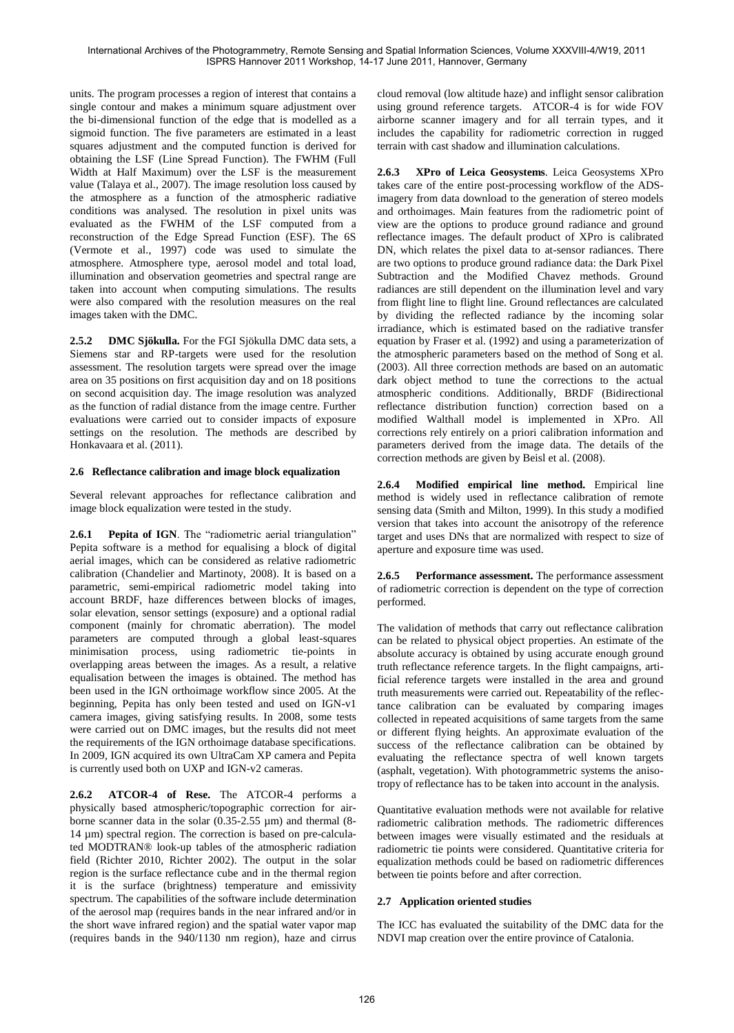units. The program processes a region of interest that contains a single contour and makes a minimum square adjustment over the bi-dimensional function of the edge that is modelled as a sigmoid function. The five parameters are estimated in a least squares adjustment and the computed function is derived for obtaining the LSF (Line Spread Function). The FWHM (Full Width at Half Maximum) over the LSF is the measurement value (Talaya et al., 2007). The image resolution loss caused by the atmosphere as a function of the atmospheric radiative conditions was analysed. The resolution in pixel units was evaluated as the FWHM of the LSF computed from a reconstruction of the Edge Spread Function (ESF). The 6S (Vermote et al., 1997) code was used to simulate the atmosphere. Atmosphere type, aerosol model and total load, illumination and observation geometries and spectral range are taken into account when computing simulations. The results were also compared with the resolution measures on the real images taken with the DMC.

**2.5.2 DMC Sjökulla.** For the FGI Sjökulla DMC data sets, a Siemens star and RP-targets were used for the resolution assessment. The resolution targets were spread over the image area on 35 positions on first acquisition day and on 18 positions on second acquisition day. The image resolution was analyzed as the function of radial distance from the image centre. Further evaluations were carried out to consider impacts of exposure settings on the resolution. The methods are described by Honkavaara et al. (2011).

### 2.6 Reflectance calibration and image block equalization

Several relevant approaches for reflectance calibration and image block equalization were tested in the study.

**2.6.1 Pepita of IGN**. The "radiometric aerial triangulation" Pepita software is a method for equalising a block of digital aerial images, which can be considered as relative radiometric calibration (Chandelier and Martinoty, 2008). It is based on a parametric, semi-empirical radiometric model taking into account BRDF, haze differences between blocks of images, solar elevation, sensor settings (exposure) and a optional radial component (mainly for chromatic aberration). The model parameters are computed through a global least-squares minimisation process, using radiometric tie-points in overlapping areas between the images. As a result, a relative equalisation between the images is obtained. The method has been used in the IGN orthoimage workflow since 2005. At the beginning, Pepita has only been tested and used on IGN-v1 camera images, giving satisfying results. In 2008, some tests were carried out on DMC images, but the results did not meet the requirements of the IGN orthoimage database specifications. In 2009, IGN acquired its own UltraCam XP camera and Pepita is currently used both on UXP and IGN-v2 cameras.

**2.6.2 ATCOR-4 of Rese.** The ATCOR-4 performs a physically based atmospheric/topographic correction for airborne scanner data in the solar (0.35-2.55 µm) and thermal (8-14 µm) spectral region. The correction is based on pre-calculated MODTRAN® look-up tables of the atmospheric radiation field (Richter 2010, Richter 2002). The output in the solar region is the surface reflectance cube and in the thermal region it is the surface (brightness) temperature and emissivity spectrum. The capabilities of the software include determination of the aerosol map (requires bands in the near infrared and/or in the short wave infrared region) and the spatial water vapor map (requires bands in the 940/1130 nm region), haze and cirrus cloud removal (low altitude haze) and inflight sensor calibration using ground reference targets. ATCOR-4 is for wide FOV airborne scanner imagery and for all terrain types, and it includes the capability for radiometric correction in rugged terrain with cast shadow and illumination calculations.

**2.6.3 XPro of Leica Geosystems**. Leica Geosystems XPro takes care of the entire post-processing workflow of the ADS-imagery from data download to the generation of stereo models and orthoimages. Main features from the radiometric point of view are the options to produce ground radiance and ground reflectance images. The default product of XPro is calibrated DN, which relates the pixel data to at-sensor radiances. There are two options to produce ground radiance data: the Dark Pixel Subtraction and the Modified Chavez methods. Ground radiances are still dependent on the illumination level and vary from flight line to flight line. Ground reflectances are calculated by dividing the reflected radiance by the incoming solar irradiance, which is estimated based on the radiative transfer equation by Fraser et al. (1992) and using a parameterization of the atmospheric parameters based on the method of Song et al. (2003). All three correction methods are based on an automatic dark object method to tune the corrections to the actual atmospheric conditions. Additionally, BRDF (Bidirectional reflectance distribution function) correction based on a modified Walthall model is implemented in XPro. All corrections rely entirely on a priori calibration information and parameters derived from the image data. The details of the correction methods are given by Beisl et al. (2008).

**2.6.4 Modified empirical line method.** Empirical line method is widely used in reflectance calibration of remote sensing data (Smith and Milton, 1999). In this study a modified version that takes into account the anisotropy of the reference target and uses DNs that are normalized with respect to size of aperture and exposure time was used.

**2.6.5 Performance assessment.** The performance assessment of radiometric correction is dependent on the type of correction performed.

The validation of methods that carry out reflectance calibration can be related to physical object properties. An estimate of the absolute accuracy is obtained by using accurate enough ground truth reflectance reference targets. In the flight campaigns, artificial reference targets were installed in the area and ground truth measurements were carried out. Repeatability of the reflectance calibration can be evaluated by comparing images collected in repeated acquisitions of same targets from the same or different flying heights. An approximate evaluation of the success of the reflectance calibration can be obtained by evaluating the reflectance spectra of well known targets (asphalt, vegetation). With photogrammetric systems the anisotropy of reflectance has to be taken into account in the analysis.

Quantitative evaluation methods were not available for relative radiometric calibration methods. The radiometric differences between images were visually estimated and the residuals at radiometric tie points were considered. Quantitative criteria for equalization methods could be based on radiometric differences between tie points before and after correction.

### 2.7 Application oriented studies

The ICC has evaluated the suitability of the DMC data for the NDVI map creation over the entire province of Catalonia.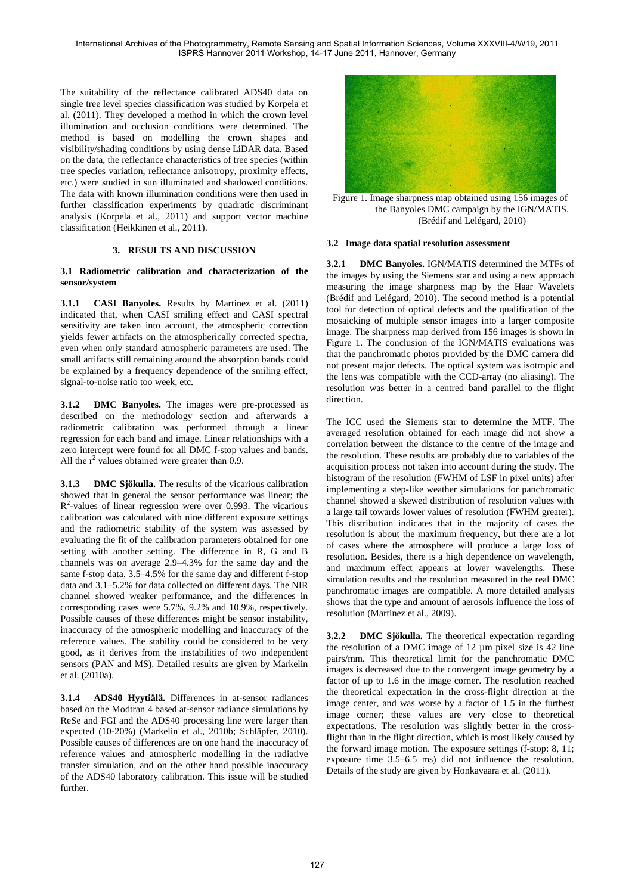The suitability of the reflectance calibrated ADS40 data on single tree level species classification was studied by Korpela et al. (2011). They developed a method in which the crown level illumination and occlusion conditions were determined. The method is based on modelling the crown shapes and visibility/shading conditions by using dense LiDAR data. Based on the data, the reflectance characteristics of tree species (within tree species variation, reflectance anisotropy, proximity effects, etc.) were studied in sun illuminated and shadowed conditions. The data with known illumination conditions were then used in further classification experiments by quadratic discriminant analysis (Korpela et al., 2011) and support vector machine classification (Heikkinen et al., 2011).

## 3. RESULTS AND DISCUSSION

### 3.1 Radiometric calibration and characterization of the sensor/system

**3.1.1 CASI Banyoles.** Results by Martinez et al. (2011) indicated that, when CASI smiling effect and CASI spectral sensitivity are taken into account, the atmospheric correction yields fewer artifacts on the atmospherically corrected spectra, even when only standard atmospheric parameters are used. The small artifacts still remaining around the absorption bands could be explained by a frequency dependence of the smiling effect, signal-to-noise ratio too week, etc.

**3.1.2 DMC Banyoles.** The images were pre-processed as described on the methodology section and afterwards a radiometric calibration was performed through a linear regression for each band and image. Linear relationships with a zero intercept were found for all DMC f-stop values and bands. All the $r^2$ values obtained were greater than 0.9.

**3.1.3 DMC Sjökulla.** The results of the vicarious calibration showed that in general the sensor performance was linear; the $R^2$-values of linear regression were over 0.993. The vicarious calibration was calculated with nine different exposure settings and the radiometric stability of the system was assessed by evaluating the fit of the calibration parameters obtained for one setting with another setting. The difference in R, G and B channels was on average 2.9–4.3% for the same day and the same f-stop data, 3.5–4.5% for the same day and different f-stop data and 3.1–5.2% for data collected on different days. The NIR channel showed weaker performance, and the differences in corresponding cases were 5.7%, 9.2% and 10.9%, respectively. Possible causes of these differences might be sensor instability, inaccuracy of the atmospheric modelling and inaccuracy of the reference values. The stability could be considered to be very good, as it derives from the instabilities of two independent sensors (PAN and MS). Detailed results are given by Markelin et al. (2010a).

**3.1.4 ADS40 Hyytiälä.** Differences in at-sensor radiances based on the Modtran 4 based at-sensor radiance simulations by ReSe and FGI and the ADS40 processing line were larger than expected (10-20%) (Markelin et al., 2010b; Schläpfer, 2010). Possible causes of differences are on one hand the inaccuracy of reference values and atmospheric modelling in the radiative transfer simulation, and on the other hand possible inaccuracy of the ADS40 laboratory calibration. This issue will be studied further.

Figure 1. Image sharpness map obtained using 156 images of the Banyoles DMC campaign by the IGN/MATIS. (Brédif and Lelégard, 2010)

### 3.2 Image data spatial resolution assessment

**3.2.1 DMC Banyoles.** IGN/MATIS determined the MTFs of the images by using the Siemens star and using a new approach measuring the image sharpness map by the Haar Wavelets (Brédif and Lelégard, 2010). The second method is a potential tool for detection of optical defects and the qualification of the mosaicking of multiple sensor images into a larger composite image. The sharpness map derived from 156 images is shown in Figure 1. The conclusion of the IGN/MATIS evaluations was that the panchromatic photos provided by the DMC camera did not present major defects. The optical system was isotropic and the lens was compatible with the CCD-array (no aliasing). The resolution was better in a centred band parallel to the flight direction.

The ICC used the Siemens star to determine the MTF. The averaged resolution obtained for each image did not show a correlation between the distance to the centre of the image and the resolution. These results are probably due to variables of the acquisition process not taken into account during the study. The histogram of the resolution (FWHM of LSF in pixel units) after implementing a step-like weather simulations for panchromatic channel showed a skewed distribution of resolution values with a large tail towards lower values of resolution (FWHM greater). This distribution indicates that in the majority of cases the resolution is about the maximum frequency, but there are a lot of cases where the atmosphere will produce a large loss of resolution. Besides, there is a high dependence on wavelength, and maximum effect appears at lower wavelengths. These simulation results and the resolution measured in the real DMC panchromatic images are compatible. A more detailed analysis shows that the type and amount of aerosols influence the loss of resolution (Martinez et al., 2009).

**3.2.2 DMC Sjökulla.** The theoretical expectation regarding the resolution of a DMC image of 12 µm pixel size is 42 line pairs/mm. This theoretical limit for the panchromatic DMC images is decreased due to the convergent image geometry by a factor of up to 1.6 in the image corner. The resolution reached the theoretical expectation in the cross-flight direction at the image center, and was worse by a factor of 1.5 in the furthest image corner; these values are very close to theoretical expectations. The resolution was slightly better in the cross-flight than in the flight direction, which is most likely caused by the forward image motion. The exposure settings (f-stop: 8, 11; exposure time 3.5–6.5 ms) did not influence the resolution. Details of the study are given by Honkavaara et al. (2011).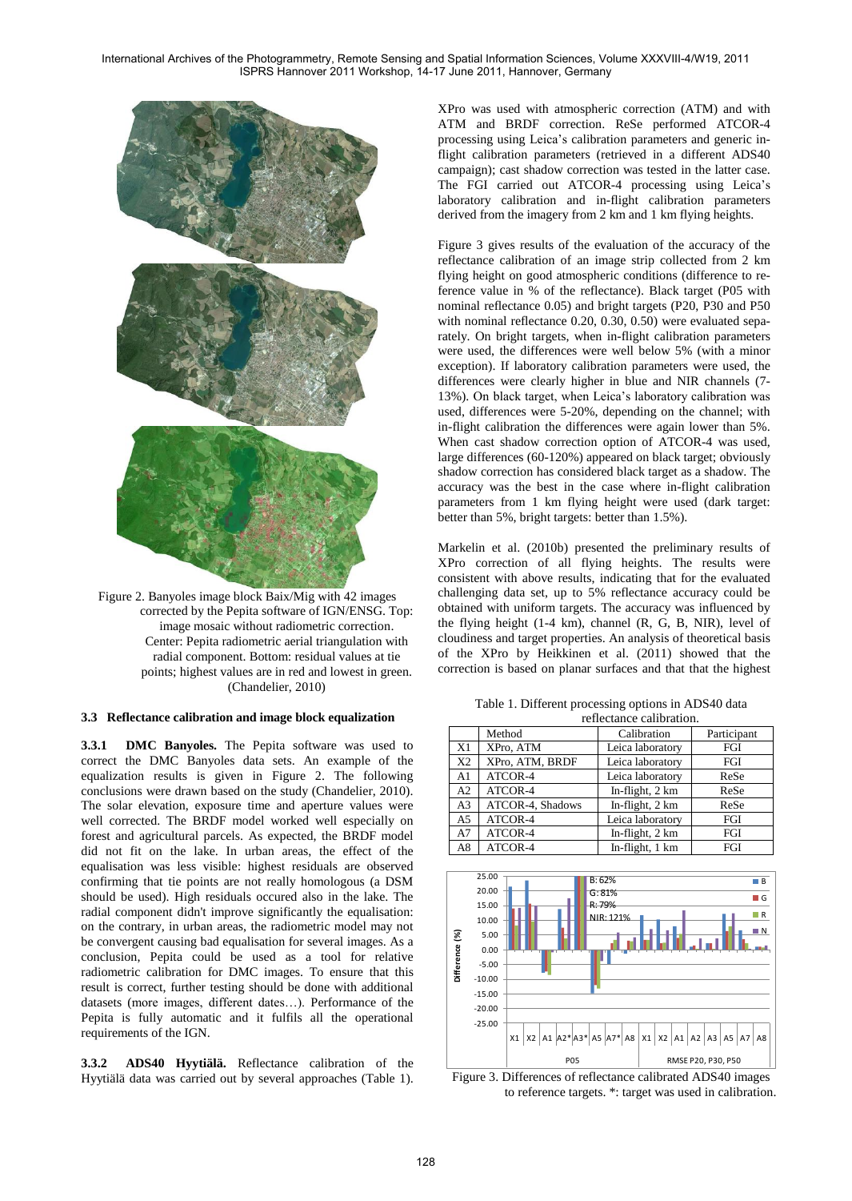Figure 2. Banyoles image block Baix/Mig with 42 images corrected by the Pepita software of IGN/ENSG. Top: image mosaic without radiometric correction. Center: Pepita radiometric aerial triangulation with radial component. Bottom: residual values at tie points; highest values are in red and lowest in green. (Chandelier, 2010)

### 3.3 Reflectance calibration and image block equalization

**3.3.1 DMC Banyoles.** The Pepita software was used to correct the DMC Banyoles data sets. An example of the equalization results is given in Figure 2. The following conclusions were drawn based on the study (Chandelier, 2010). The solar elevation, exposure time and aperture values were well corrected. The BRDF model worked well especially on forest and agricultural parcels. As expected, the BRDF model did not fit on the lake. In urban areas, the effect of the equalisation was less visible: highest residuals are observed confirming that tie points are not really homologous (a DSM should be used). High residuals occured also in the lake. The radial component didn't improve significantly the equalisation: on the contrary, in urban areas, the radiometric model may not be convergent causing bad equalisation for several images. As a conclusion, Pepita could be used as a tool for relative radiometric calibration for DMC images. To ensure that this result is correct, further testing should be done with additional datasets (more images, different dates…). Performance of the Pepita is fully automatic and it fulfils all the operational requirements of the IGN.

**3.3.2 ADS40 Hyytiälä.** Reflectance calibration of the Hyytiälä data was carried out by several approaches (Table 1). XPro was used with atmospheric correction (ATM) and with ATM and BRDF correction. ReSe performed ATCOR-4 processing using Leica's calibration parameters and generic in-flight calibration parameters (retrieved in a different ADS40 campaign); cast shadow correction was tested in the latter case. The FGI carried out ATCOR-4 processing using Leica's laboratory calibration and in-flight calibration parameters derived from the imagery from 2 km and 1 km flying heights.

Figure 3 gives results of the evaluation of the accuracy of the reflectance calibration of an image strip collected from 2 km flying height on good atmospheric conditions (difference to reference value in % of the reflectance). Black target (P05 with nominal reflectance 0.05) and bright targets (P20, P30 and P50 with nominal reflectance 0.20, 0.30, 0.50) were evaluated separately. On bright targets, when in-flight calibration parameters were used, the differences were well below 5% (with a minor exception). If laboratory calibration parameters were used, the differences were clearly higher in blue and NIR channels (7-13%). On black target, when Leica's laboratory calibration was used, differences were 5-20%, depending on the channel; with in-flight calibration the differences were again lower than 5%. When cast shadow correction option of ATCOR-4 was used, large differences (60-120%) appeared on black target; obviously shadow correction has considered black target as a shadow. The accuracy was the best in the case where in-flight calibration parameters from 1 km flying height were used (dark target: better than 5%, bright targets: better than 1.5%).

Markelin et al. (2010b) presented the preliminary results of XPro correction of all flying heights. The results were consistent with above results, indicating that for the evaluated challenging data set, up to 5% reflectance accuracy could be obtained with uniform targets. The accuracy was influenced by the flying height (1-4 km), channel (R, G, B, NIR), level of cloudiness and target properties. An analysis of theoretical basis of the XPro by Heikkinen et al. (2011) showed that the correction is based on planar surfaces and that that the highest

Table 1. Different processing options in ADS40 data reflectance calibration.

| | Method | Calibration | Participant |
|---|---|---|---|
| X1 | XPro, ATM | Leica laboratory | FGI |
| X2 | XPro, ATM, BRDF | Leica laboratory | FGI |
| A1 | ATCOR-4 | Leica laboratory | ReSe |
| A2 | ATCOR-4 | In-flight, 2 km | ReSe |
| A3 | ATCOR-4, Shadows | In-flight, 2 km | ReSe |
| A5 | ATCOR-4 | Leica laboratory | FGI |
| A7 | ATCOR-4 | In-flight, 2 km | FGI |
| A8 | ATCOR-4 | In-flight, 1 km | FGI |

Figure 3. Differences of reflectance calibrated ADS40 images to reference targets. *: target was used in calibration.